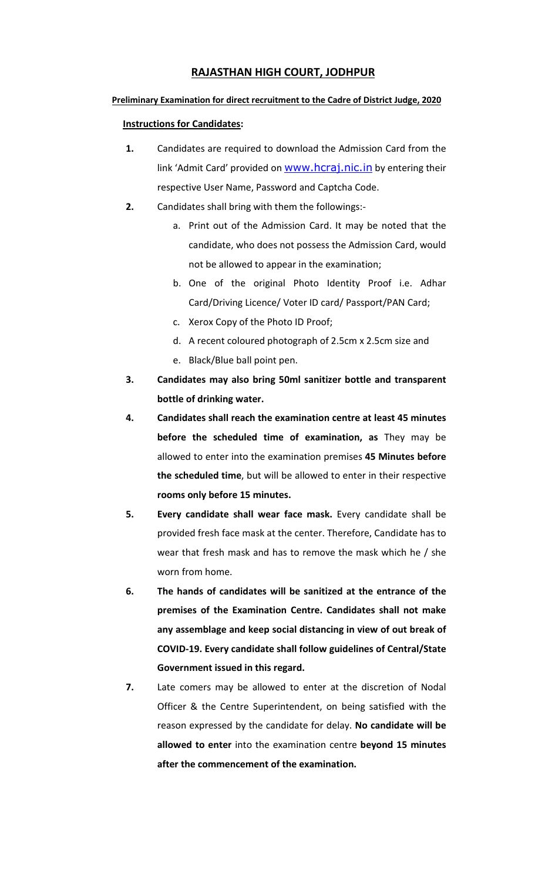# RAJASTHAN HIGH COURT, JODHPUR

**Preliminary Examination for direct recruitment to the Cadre of District Judge, 2020**

**Instructions for Candidates:**

1. Candidates are required to download the Admission Card from the link 'Admit Card' provided on www.hcraj.nic.in by entering their respective User Name, Password and Captcha Code.

2. Candidates shall bring with them the followings:-
   a. Print out of the Admission Card. It may be noted that the candidate, who does not possess the Admission Card, would not be allowed to appear in the examination;
   b. One of the original Photo Identity Proof i.e. Adhar Card/Driving Licence/ Voter ID card/ Passport/PAN Card;
   c. Xerox Copy of the Photo ID Proof;
   d. A recent coloured photograph of 2.5cm x 2.5cm size and
   e. Black/Blue ball point pen.

3. **Candidates may also bring 50ml sanitizer bottle and transparent bottle of drinking water.**

4. **Candidates shall reach the examination centre at least 45 minutes before the scheduled time of examination, as** They may be allowed to enter into the examination premises **45 Minutes before the scheduled time**, but will be allowed to enter in their respective **rooms only before 15 minutes.**

5. **Every candidate shall wear face mask.** Every candidate shall be provided fresh face mask at the center. Therefore, Candidate has to wear that fresh mask and has to remove the mask which he / she worn from home.

6. **The hands of candidates will be sanitized at the entrance of the premises of the Examination Centre. Candidates shall not make any assemblage and keep social distancing in view of out break of COVID-19. Every candidate shall follow guidelines of Central/State Government issued in this regard.**

7. Late comers may be allowed to enter at the discretion of Nodal Officer & the Centre Superintendent, on being satisfied with the reason expressed by the candidate for delay. **No candidate will be allowed to enter** into the examination centre **beyond 15 minutes after the commencement of the examination.**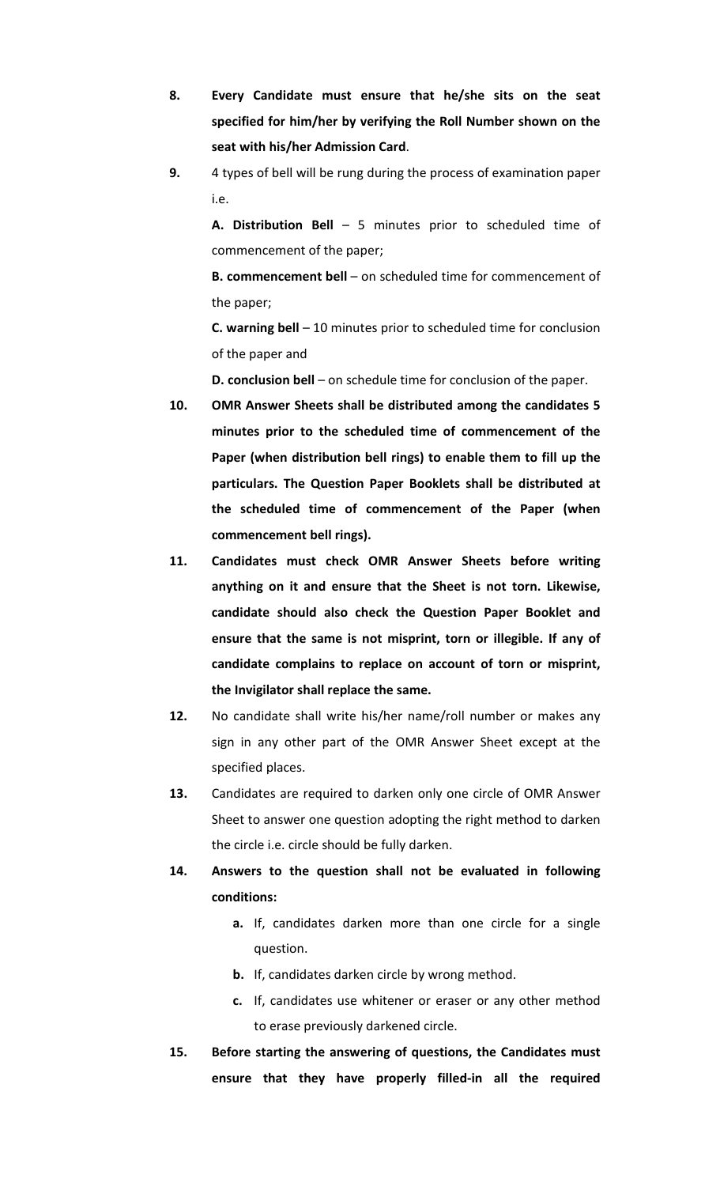8. **Every Candidate must ensure that he/she sits on the seat specified for him/her by verifying the Roll Number shown on the seat with his/her Admission Card**.

9. 4 types of bell will be rung during the process of examination paper i.e.

   **A. Distribution Bell** – 5 minutes prior to scheduled time of commencement of the paper;

   **B. commencement bell** – on scheduled time for commencement of the paper;

   **C. warning bell** – 10 minutes prior to scheduled time for conclusion of the paper and

   **D. conclusion bell** – on schedule time for conclusion of the paper.

10. **OMR Answer Sheets shall be distributed among the candidates 5 minutes prior to the scheduled time of commencement of the Paper (when distribution bell rings) to enable them to fill up the particulars. The Question Paper Booklets shall be distributed at the scheduled time of commencement of the Paper (when commencement bell rings).**

11. **Candidates must check OMR Answer Sheets before writing anything on it and ensure that the Sheet is not torn. Likewise, candidate should also check the Question Paper Booklet and ensure that the same is not misprint, torn or illegible. If any of candidate complains to replace on account of torn or misprint, the Invigilator shall replace the same.**

12. No candidate shall write his/her name/roll number or makes any sign in any other part of the OMR Answer Sheet except at the specified places.

13. Candidates are required to darken only one circle of OMR Answer Sheet to answer one question adopting the right method to darken the circle i.e. circle should be fully darken.

14. **Answers to the question shall not be evaluated in following conditions:**

    **a.** If, candidates darken more than one circle for a single question.

    **b.** If, candidates darken circle by wrong method.

    **c.** If, candidates use whitener or eraser or any other method to erase previously darkened circle.

15. **Before starting the answering of questions, the Candidates must ensure that they have properly filled-in all the required**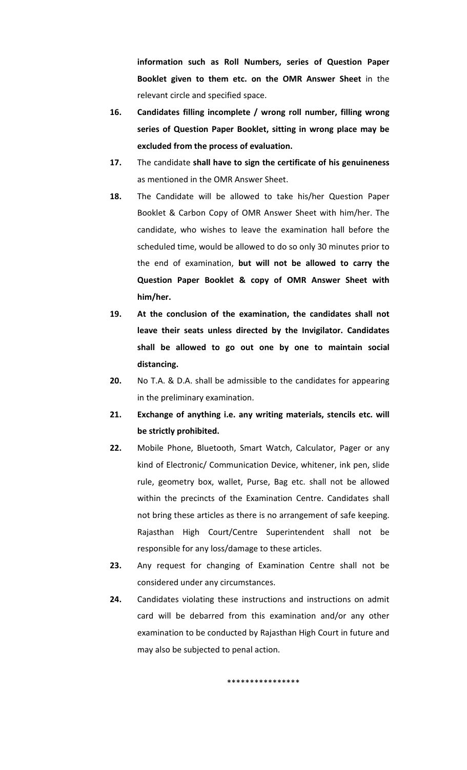**information such as Roll Numbers, series of Question Paper Booklet given to them etc. on the OMR Answer Sheet** in the relevant circle and specified space.

16. **Candidates filling incomplete / wrong roll number, filling wrong series of Question Paper Booklet, sitting in wrong place may be excluded from the process of evaluation.**

17. The candidate **shall have to sign the certificate of his genuineness** as mentioned in the OMR Answer Sheet.

18. The Candidate will be allowed to take his/her Question Paper Booklet & Carbon Copy of OMR Answer Sheet with him/her. The candidate, who wishes to leave the examination hall before the scheduled time, would be allowed to do so only 30 minutes prior to the end of examination, **but will not be allowed to carry the Question Paper Booklet & copy of OMR Answer Sheet with him/her.**

19. **At the conclusion of the examination, the candidates shall not leave their seats unless directed by the Invigilator. Candidates shall be allowed to go out one by one to maintain social distancing.**

20. No T.A. & D.A. shall be admissible to the candidates for appearing in the preliminary examination.

21. **Exchange of anything i.e. any writing materials, stencils etc. will be strictly prohibited.**

22. Mobile Phone, Bluetooth, Smart Watch, Calculator, Pager or any kind of Electronic/ Communication Device, whitener, ink pen, slide rule, geometry box, wallet, Purse, Bag etc. shall not be allowed within the precincts of the Examination Centre. Candidates shall not bring these articles as there is no arrangement of safe keeping. Rajasthan High Court/Centre Superintendent shall not be responsible for any loss/damage to these articles.

23. Any request for changing of Examination Centre shall not be considered under any circumstances.

24. Candidates violating these instructions and instructions on admit card will be debarred from this examination and/or any other examination to be conducted by Rajasthan High Court in future and may also be subjected to penal action.

****************